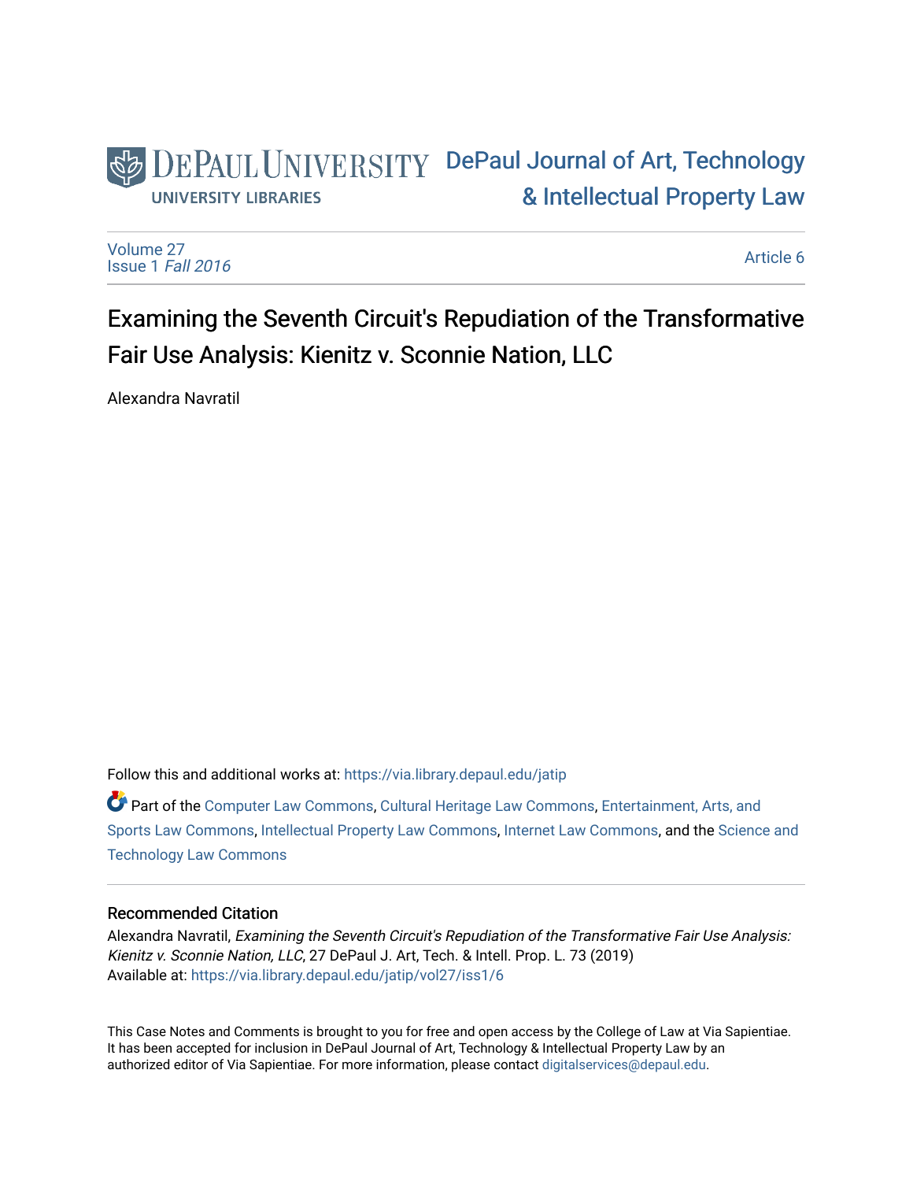DePaul University
UNIVERSITY LIBRARIES

DePaul Journal of Art, Technology & Intellectual Property Law

Volume 27
Issue 1 *Fall 2016*

Article 6

# Examining the Seventh Circuit's Repudiation of the Transformative Fair Use Analysis: Kienitz v. Sconnie Nation, LLC

Alexandra Navratil

Follow this and additional works at: https://via.library.depaul.edu/jatip

Part of the Computer Law Commons, Cultural Heritage Law Commons, Entertainment, Arts, and Sports Law Commons, Intellectual Property Law Commons, Internet Law Commons, and the Science and Technology Law Commons

## Recommended Citation

Alexandra Navratil, *Examining the Seventh Circuit's Repudiation of the Transformative Fair Use Analysis: Kienitz v. Sconnie Nation, LLC*, 27 DePaul J. Art, Tech. & Intell. Prop. L. 73 (2019)
Available at: https://via.library.depaul.edu/jatip/vol27/iss1/6

This Case Notes and Comments is brought to you for free and open access by the College of Law at Via Sapientiae. It has been accepted for inclusion in DePaul Journal of Art, Technology & Intellectual Property Law by an authorized editor of Via Sapientiae. For more information, please contact digitalservices@depaul.edu.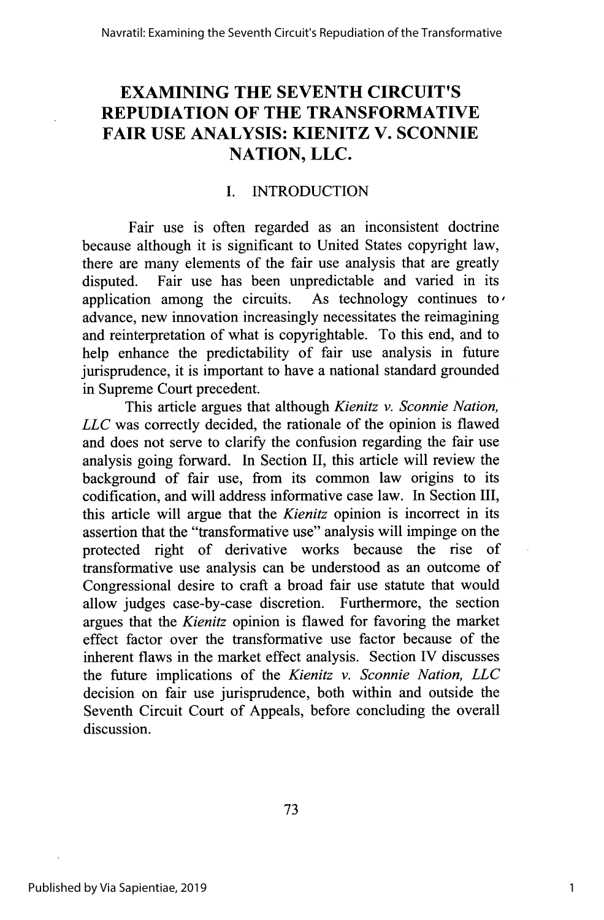# EXAMINING THE SEVENTH CIRCUIT'S REPUDIATION OF THE TRANSFORMATIVE FAIR USE ANALYSIS: KIENITZ V. SCONNIE NATION, LLC.

## I. INTRODUCTION

Fair use is often regarded as an inconsistent doctrine because although it is significant to United States copyright law, there are many elements of the fair use analysis that are greatly disputed. Fair use has been unpredictable and varied in its application among the circuits. As technology continues to advance, new innovation increasingly necessitates the reimagining and reinterpretation of what is copyrightable. To this end, and to help enhance the predictability of fair use analysis in future jurisprudence, it is important to have a national standard grounded in Supreme Court precedent.

This article argues that although *Kienitz v. Sconnie Nation, LLC* was correctly decided, the rationale of the opinion is flawed and does not serve to clarify the confusion regarding the fair use analysis going forward. In Section II, this article will review the background of fair use, from its common law origins to its codification, and will address informative case law. In Section III, this article will argue that the *Kienitz* opinion is incorrect in its assertion that the "transformative use" analysis will impinge on the protected right of derivative works because the rise of transformative use analysis can be understood as an outcome of Congressional desire to craft a broad fair use statute that would allow judges case-by-case discretion. Furthermore, the section argues that the *Kienitz* opinion is flawed for favoring the market effect factor over the transformative use factor because of the inherent flaws in the market effect analysis. Section IV discusses the future implications of the *Kienitz v. Sconnie Nation, LLC* decision on fair use jurisprudence, both within and outside the Seventh Circuit Court of Appeals, before concluding the overall discussion.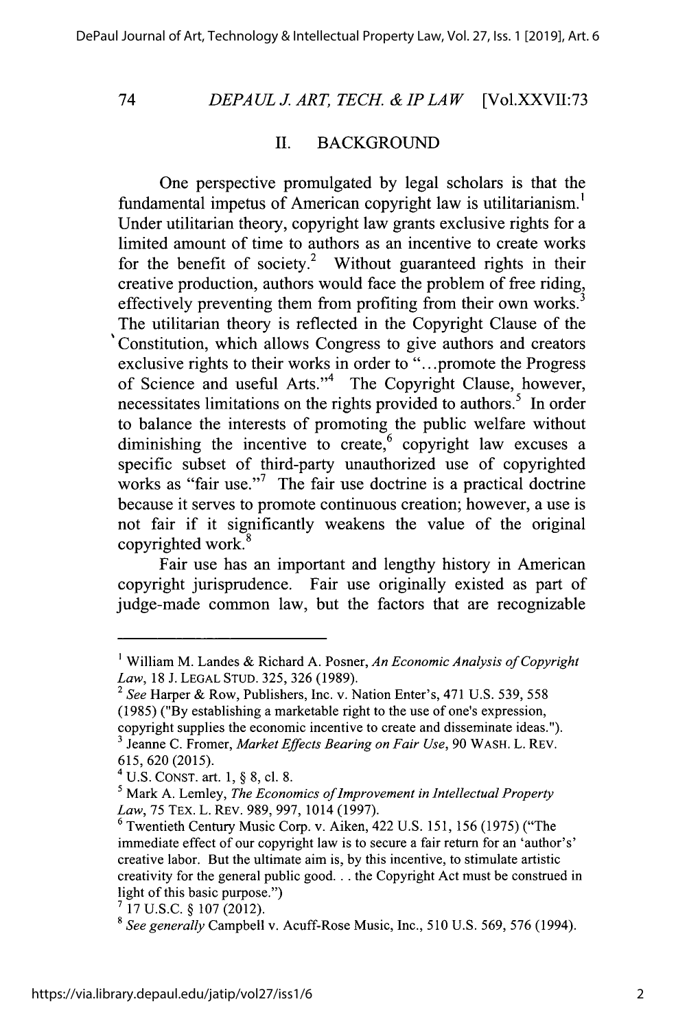## II. BACKGROUND

One perspective promulgated by legal scholars is that the fundamental impetus of American copyright law is utilitarianism.[1] Under utilitarian theory, copyright law grants exclusive rights for a limited amount of time to authors as an incentive to create works for the benefit of society.[2] Without guaranteed rights in their creative production, authors would face the problem of free riding, effectively preventing them from profiting from their own works.[3] The utilitarian theory is reflected in the Copyright Clause of the Constitution, which allows Congress to give authors and creators exclusive rights to their works in order to "...promote the Progress of Science and useful Arts."[4] The Copyright Clause, however, necessitates limitations on the rights provided to authors.[5] In order to balance the interests of promoting the public welfare without diminishing the incentive to create,[6] copyright law excuses a specific subset of third-party unauthorized use of copyrighted works as "fair use."[7] The fair use doctrine is a practical doctrine because it serves to promote continuous creation; however, a use is not fair if it significantly weakens the value of the original copyrighted work.[8]

Fair use has an important and lengthy history in American copyright jurisprudence. Fair use originally existed as part of judge-made common law, but the factors that are recognizable

---

[1] William M. Landes & Richard A. Posner, *An Economic Analysis of Copyright Law*, 18 J. LEGAL STUD. 325, 326 (1989).

[2] *See* Harper & Row, Publishers, Inc. v. Nation Enter's, 471 U.S. 539, 558 (1985) ("By establishing a marketable right to the use of one's expression, copyright supplies the economic incentive to create and disseminate ideas.").

[3] Jeanne C. Fromer, *Market Effects Bearing on Fair Use*, 90 WASH. L. REV. 615, 620 (2015).

[4] U.S. CONST. art. 1, § 8, cl. 8.

[5] Mark A. Lemley, *The Economics of Improvement in Intellectual Property Law*, 75 TEX. L. REV. 989, 997, 1014 (1997).

[6] Twentieth Century Music Corp. v. Aiken, 422 U.S. 151, 156 (1975) ("The immediate effect of our copyright law is to secure a fair return for an 'author's' creative labor. But the ultimate aim is, by this incentive, to stimulate artistic creativity for the general public good. . . the Copyright Act must be construed in light of this basic purpose.")

[7] 17 U.S.C. § 107 (2012).

[8] *See generally* Campbell v. Acuff-Rose Music, Inc., 510 U.S. 569, 576 (1994).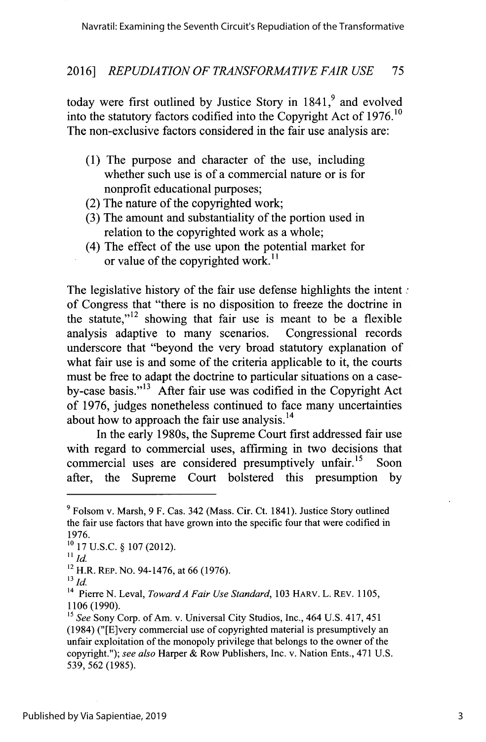today were first outlined by Justice Story in 1841,[9] and evolved into the statutory factors codified into the Copyright Act of 1976.[10] The non-exclusive factors considered in the fair use analysis are:

(1) The purpose and character of the use, including whether such use is of a commercial nature or is for nonprofit educational purposes;
(2) The nature of the copyrighted work;
(3) The amount and substantiality of the portion used in relation to the copyrighted work as a whole;
(4) The effect of the use upon the potential market for or value of the copyrighted work.[11]

The legislative history of the fair use defense highlights the intent of Congress that "there is no disposition to freeze the doctrine in the statute,"[12] showing that fair use is meant to be a flexible analysis adaptive to many scenarios. Congressional records underscore that "beyond the very broad statutory explanation of what fair use is and some of the criteria applicable to it, the courts must be free to adapt the doctrine to particular situations on a case-by-case basis."[13] After fair use was codified in the Copyright Act of 1976, judges nonetheless continued to face many uncertainties about how to approach the fair use analysis.[14]

In the early 1980s, the Supreme Court first addressed fair use with regard to commercial uses, affirming in two decisions that commercial uses are considered presumptively unfair.[15] Soon after, the Supreme Court bolstered this presumption by

---

[9] Folsom v. Marsh, 9 F. Cas. 342 (Mass. Cir. Ct. 1841). Justice Story outlined the fair use factors that have grown into the specific four that were codified in 1976.

[10] 17 U.S.C. § 107 (2012).

[11] *Id.*

[12] H.R. REP. NO. 94-1476, at 66 (1976).

[13] *Id.*

[14] Pierre N. Leval, *Toward A Fair Use Standard*, 103 HARV. L. REV. 1105, 1106 (1990).

[15] *See* Sony Corp. of Am. v. Universal City Studios, Inc., 464 U.S. 417, 451 (1984) ("[E]very commercial use of copyrighted material is presumptively an unfair exploitation of the monopoly privilege that belongs to the owner of the copyright."); *see also* Harper & Row Publishers, Inc. v. Nation Ents., 471 U.S. 539, 562 (1985).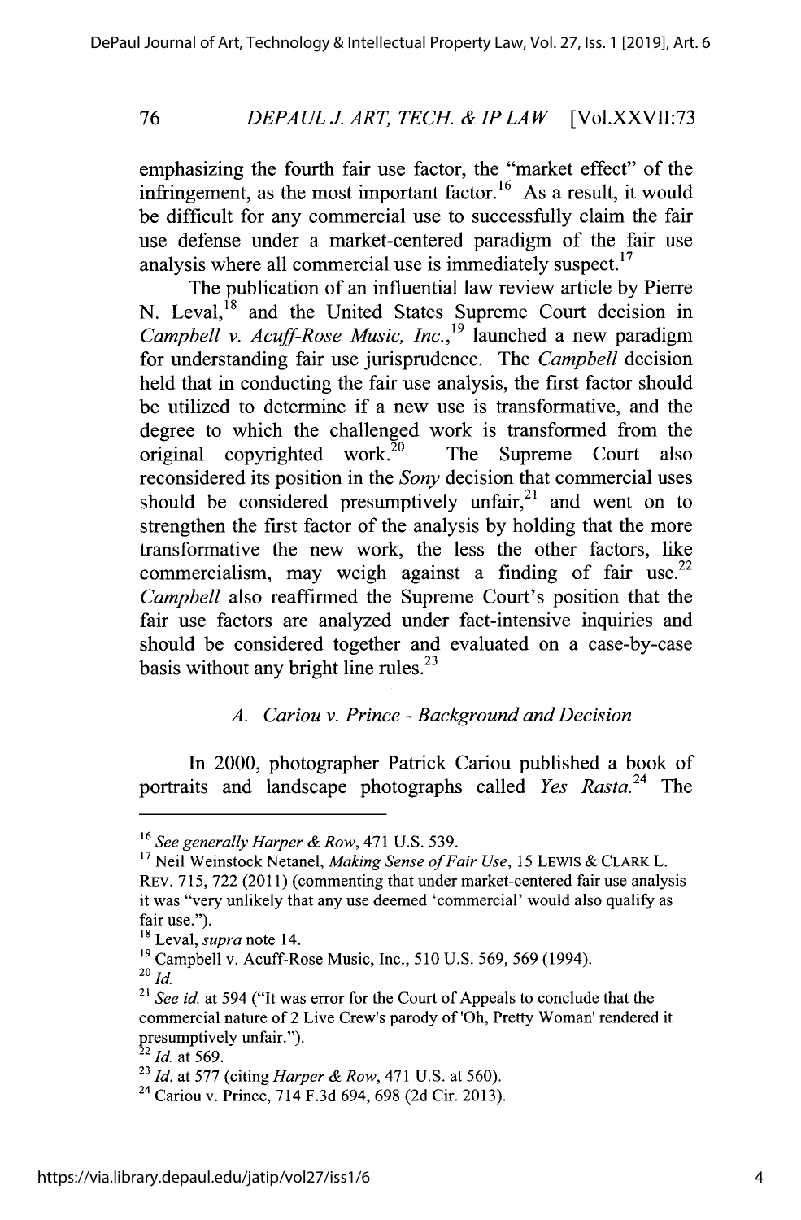emphasizing the fourth fair use factor, the "market effect" of the infringement, as the most important factor.[16] As a result, it would be difficult for any commercial use to successfully claim the fair use defense under a market-centered paradigm of the fair use analysis where all commercial use is immediately suspect.[17]

The publication of an influential law review article by Pierre N. Leval,[18] and the United States Supreme Court decision in *Campbell v. Acuff-Rose Music, Inc.*,[19] launched a new paradigm for understanding fair use jurisprudence. The *Campbell* decision held that in conducting the fair use analysis, the first factor should be utilized to determine if a new use is transformative, and the degree to which the challenged work is transformed from the original copyrighted work.[20] The Supreme Court also reconsidered its position in the *Sony* decision that commercial uses should be considered presumptively unfair,[21] and went on to strengthen the first factor of the analysis by holding that the more transformative the new work, the less the other factors, like commercialism, may weigh against a finding of fair use.[22] *Campbell* also reaffirmed the Supreme Court's position that the fair use factors are analyzed under fact-intensive inquiries and should be considered together and evaluated on a case-by-case basis without any bright line rules.[23]

### *A. Cariou v. Prince - Background and Decision*

In 2000, photographer Patrick Cariou published a book of portraits and landscape photographs called *Yes Rasta.*[24] The

---

[16] *See generally Harper & Row*, 471 U.S. 539.

[17] Neil Weinstock Netanel, *Making Sense of Fair Use*, 15 LEWIS & CLARK L. REV. 715, 722 (2011) (commenting that under market-centered fair use analysis it was "very unlikely that any use deemed 'commercial' would also qualify as fair use.").

[18] Leval, *supra* note 14.

[19] Campbell v. Acuff-Rose Music, Inc., 510 U.S. 569, 569 (1994).

[20] *Id.*

[21] *See id.* at 594 ("It was error for the Court of Appeals to conclude that the commercial nature of 2 Live Crew's parody of 'Oh, Pretty Woman' rendered it presumptively unfair.").

[22] *Id.* at 569.

[23] *Id.* at 577 (citing *Harper & Row*, 471 U.S. at 560).

[24] Cariou v. Prince, 714 F.3d 694, 698 (2d Cir. 2013).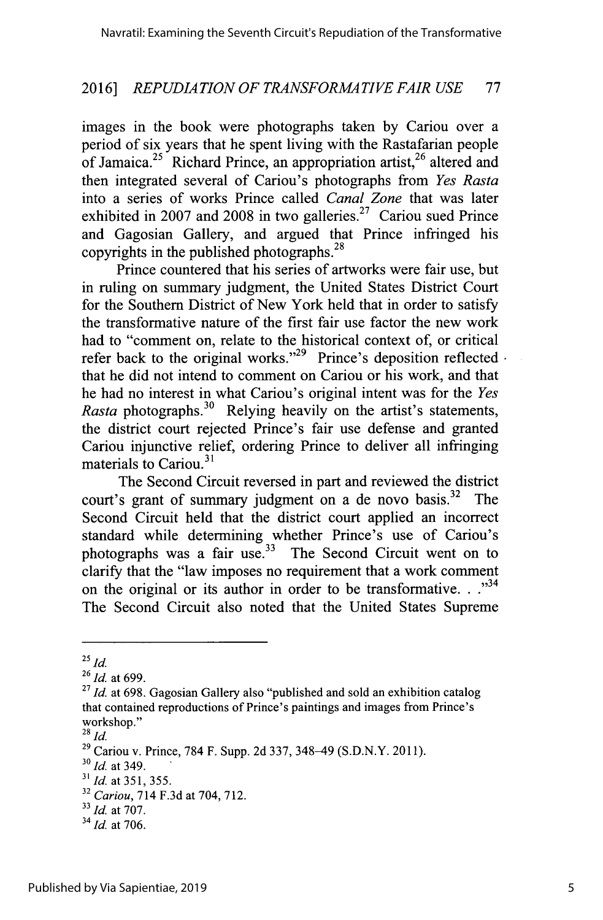images in the book were photographs taken by Cariou over a period of six years that he spent living with the Rastafarian people of Jamaica.[25] Richard Prince, an appropriation artist,[26] altered and then integrated several of Cariou's photographs from *Yes Rasta* into a series of works Prince called *Canal Zone* that was later exhibited in 2007 and 2008 in two galleries.[27] Cariou sued Prince and Gagosian Gallery, and argued that Prince infringed his copyrights in the published photographs.[28]

Prince countered that his series of artworks were fair use, but in ruling on summary judgment, the United States District Court for the Southern District of New York held that in order to satisfy the transformative nature of the first fair use factor the new work had to "comment on, relate to the historical context of, or critical refer back to the original works."[29] Prince's deposition reflected that he did not intend to comment on Cariou or his work, and that he had no interest in what Cariou's original intent was for the *Yes Rasta* photographs.[30] Relying heavily on the artist's statements, the district court rejected Prince's fair use defense and granted Cariou injunctive relief, ordering Prince to deliver all infringing materials to Cariou.[31]

The Second Circuit reversed in part and reviewed the district court's grant of summary judgment on a de novo basis.[32] The Second Circuit held that the district court applied an incorrect standard while determining whether Prince's use of Cariou's photographs was a fair use.[33] The Second Circuit went on to clarify that the "law imposes no requirement that a work comment on the original or its author in order to be transformative. . ."[34] The Second Circuit also noted that the United States Supreme

---

[25] *Id.*

[26] *Id.* at 699.

[27] *Id.* at 698. Gagosian Gallery also "published and sold an exhibition catalog that contained reproductions of Prince's paintings and images from Prince's workshop."

[28] *Id.*

[29] Cariou v. Prince, 784 F. Supp. 2d 337, 348–49 (S.D.N.Y. 2011).

[30] *Id.* at 349.

[31] *Id.* at 351, 355.

[32] *Cariou*, 714 F.3d at 704, 712.

[33] *Id.* at 707.

[34] *Id.* at 706.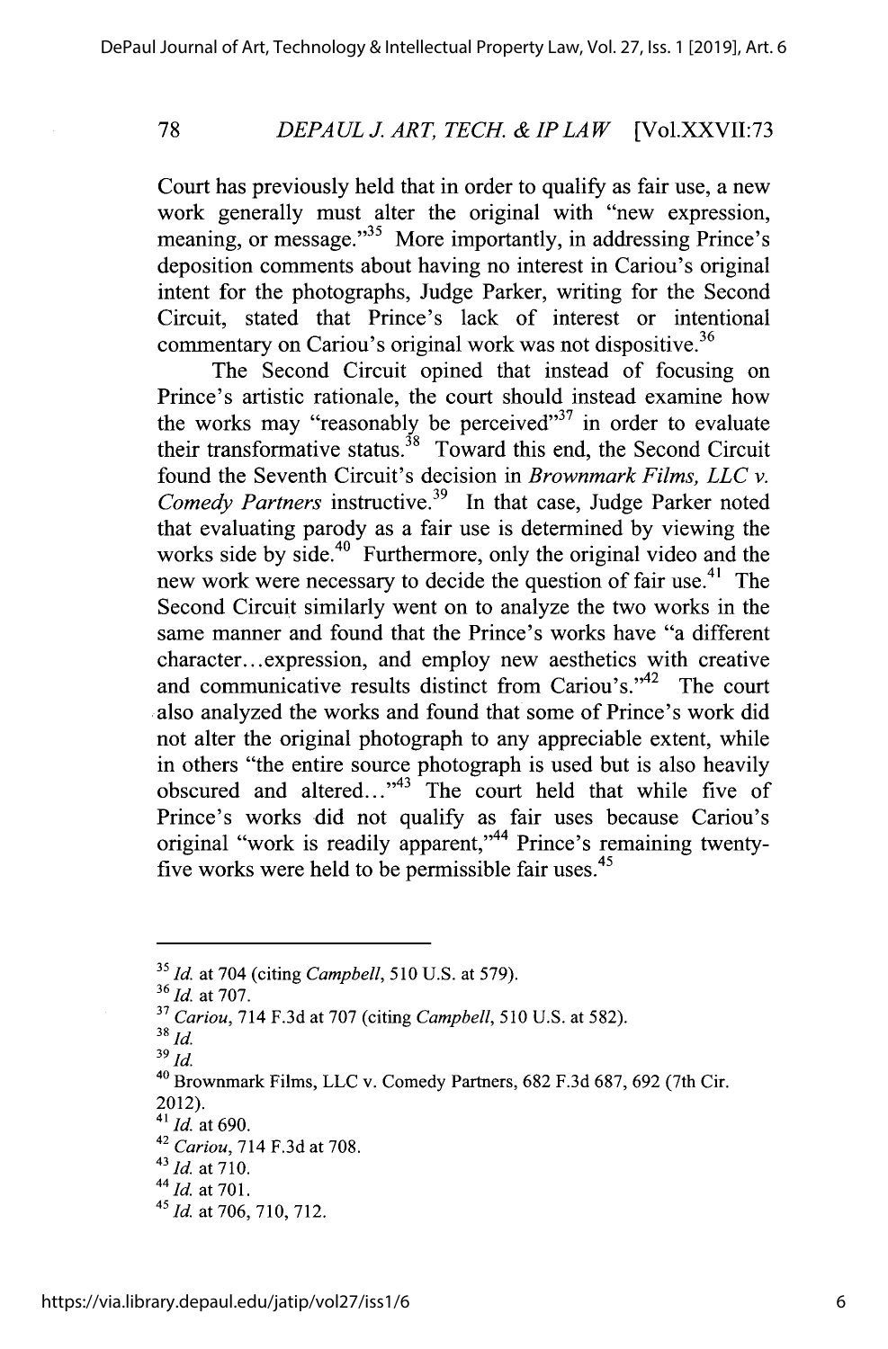Court has previously held that in order to qualify as fair use, a new work generally must alter the original with "new expression, meaning, or message."[35] More importantly, in addressing Prince's deposition comments about having no interest in Cariou's original intent for the photographs, Judge Parker, writing for the Second Circuit, stated that Prince's lack of interest or intentional commentary on Cariou's original work was not dispositive.[36]

The Second Circuit opined that instead of focusing on Prince's artistic rationale, the court should instead examine how the works may "reasonably be perceived"[37] in order to evaluate their transformative status.[38] Toward this end, the Second Circuit found the Seventh Circuit's decision in *Brownmark Films, LLC v. Comedy Partners* instructive.[39] In that case, Judge Parker noted that evaluating parody as a fair use is determined by viewing the works side by side.[40] Furthermore, only the original video and the new work were necessary to decide the question of fair use.[41] The Second Circuit similarly went on to analyze the two works in the same manner and found that the Prince's works have "a different character...expression, and employ new aesthetics with creative and communicative results distinct from Cariou's."[42] The court also analyzed the works and found that some of Prince's work did not alter the original photograph to any appreciable extent, while in others "the entire source photograph is used but is also heavily obscured and altered..."[43] The court held that while five of Prince's works did not qualify as fair uses because Cariou's original "work is readily apparent,"[44] Prince's remaining twenty-five works were held to be permissible fair uses.[45]

---

[35] *Id.* at 704 (citing *Campbell*, 510 U.S. at 579).

[36] *Id.* at 707.

[37] *Cariou*, 714 F.3d at 707 (citing *Campbell*, 510 U.S. at 582).

[38] *Id.*

[39] *Id.*

[40] Brownmark Films, LLC v. Comedy Partners, 682 F.3d 687, 692 (7th Cir. 2012).

[41] *Id.* at 690.

[42] *Cariou*, 714 F.3d at 708.

[43] *Id.* at 710.

[44] *Id.* at 701.

[45] *Id.* at 706, 710, 712.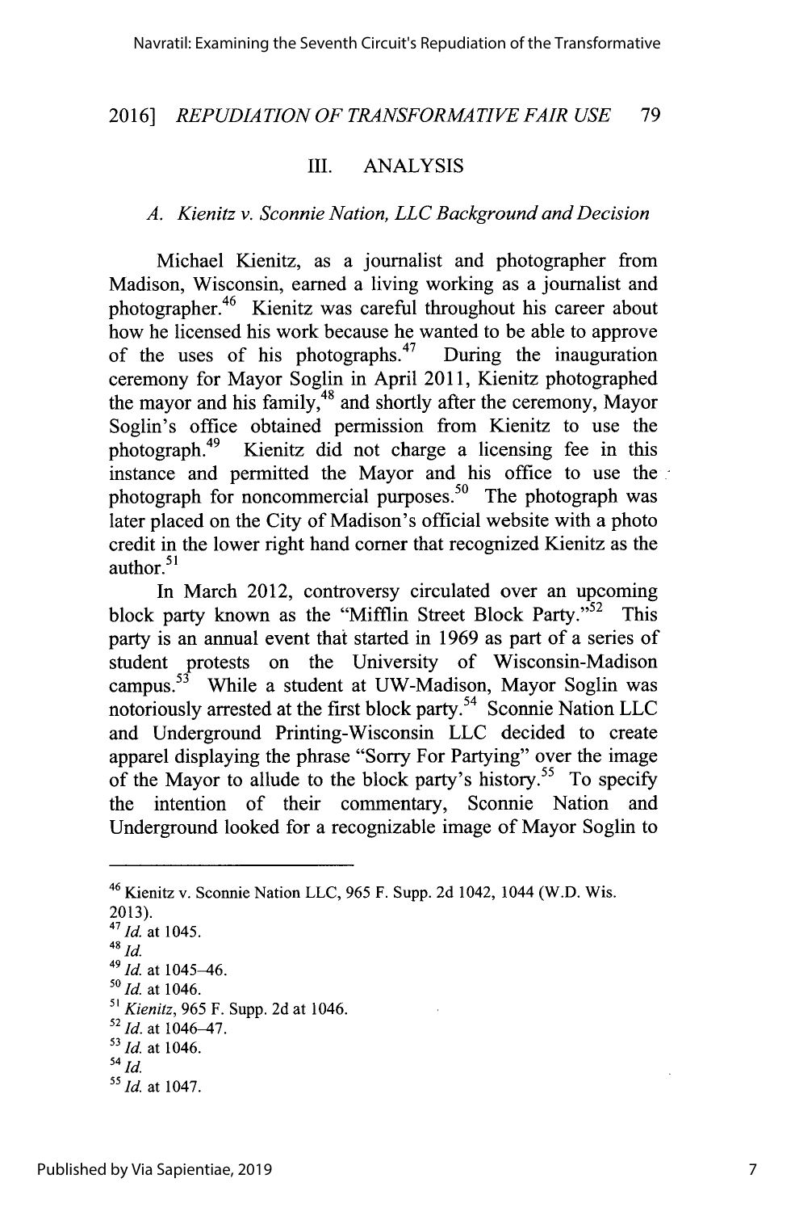## III. ANALYSIS

### A. *Kienitz v. Sconnie Nation, LLC Background and Decision*

Michael Kienitz, as a journalist and photographer from Madison, Wisconsin, earned a living working as a journalist and photographer.[46] Kienitz was careful throughout his career about how he licensed his work because he wanted to be able to approve of the uses of his photographs.[47] During the inauguration ceremony for Mayor Soglin in April 2011, Kienitz photographed the mayor and his family,[48] and shortly after the ceremony, Mayor Soglin's office obtained permission from Kienitz to use the photograph.[49] Kienitz did not charge a licensing fee in this instance and permitted the Mayor and his office to use the photograph for noncommercial purposes.[50] The photograph was later placed on the City of Madison's official website with a photo credit in the lower right hand corner that recognized Kienitz as the author.[51]

In March 2012, controversy circulated over an upcoming block party known as the "Mifflin Street Block Party."[52] This party is an annual event that started in 1969 as part of a series of student protests on the University of Wisconsin-Madison campus.[53] While a student at UW-Madison, Mayor Soglin was notoriously arrested at the first block party.[54] Sconnie Nation LLC and Underground Printing-Wisconsin LLC decided to create apparel displaying the phrase "Sorry For Partying" over the image of the Mayor to allude to the block party's history.[55] To specify the intention of their commentary, Sconnie Nation and Underground looked for a recognizable image of Mayor Soglin to

---

[46] Kienitz v. Sconnie Nation LLC, 965 F. Supp. 2d 1042, 1044 (W.D. Wis. 2013).

[47] *Id.* at 1045.

[48] *Id.*

[49] *Id.* at 1045–46.

[50] *Id.* at 1046.

[51] *Kienitz*, 965 F. Supp. 2d at 1046.

[52] *Id.* at 1046–47.

[53] *Id.* at 1046.

[54] *Id.*

[55] *Id.* at 1047.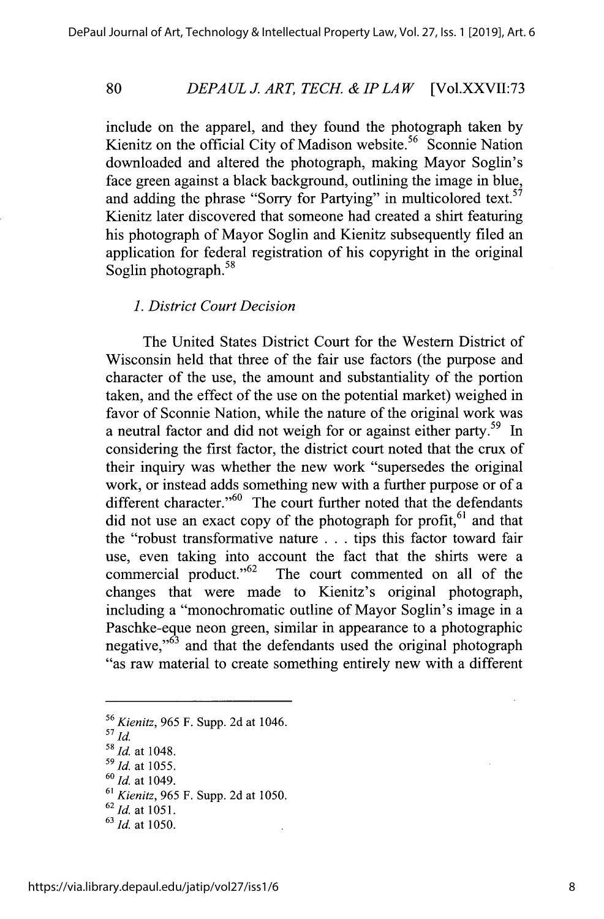include on the apparel, and they found the photograph taken by Kienitz on the official City of Madison website.[56] Sconnie Nation downloaded and altered the photograph, making Mayor Soglin's face green against a black background, outlining the image in blue, and adding the phrase "Sorry for Partying" in multicolored text.[57] Kienitz later discovered that someone had created a shirt featuring his photograph of Mayor Soglin and Kienitz subsequently filed an application for federal registration of his copyright in the original Soglin photograph.[58]

*1. District Court Decision*

The United States District Court for the Western District of Wisconsin held that three of the fair use factors (the purpose and character of the use, the amount and substantiality of the portion taken, and the effect of the use on the potential market) weighed in favor of Sconnie Nation, while the nature of the original work was a neutral factor and did not weigh for or against either party.[59] In considering the first factor, the district court noted that the crux of their inquiry was whether the new work "supersedes the original work, or instead adds something new with a further purpose or of a different character."[60] The court further noted that the defendants did not use an exact copy of the photograph for profit,[61] and that the "robust transformative nature . . . tips this factor toward fair use, even taking into account the fact that the shirts were a commercial product."[62] The court commented on all of the changes that were made to Kienitz's original photograph, including a "monochromatic outline of Mayor Soglin's image in a Paschke-eque neon green, similar in appearance to a photographic negative,"[63] and that the defendants used the original photograph "as raw material to create something entirely new with a different

---

[56] *Kienitz*, 965 F. Supp. 2d at 1046.
[57] *Id.*
[58] *Id.* at 1048.
[59] *Id.* at 1055.
[60] *Id.* at 1049.
[61] *Kienitz*, 965 F. Supp. 2d at 1050.
[62] *Id.* at 1051.
[63] *Id.* at 1050.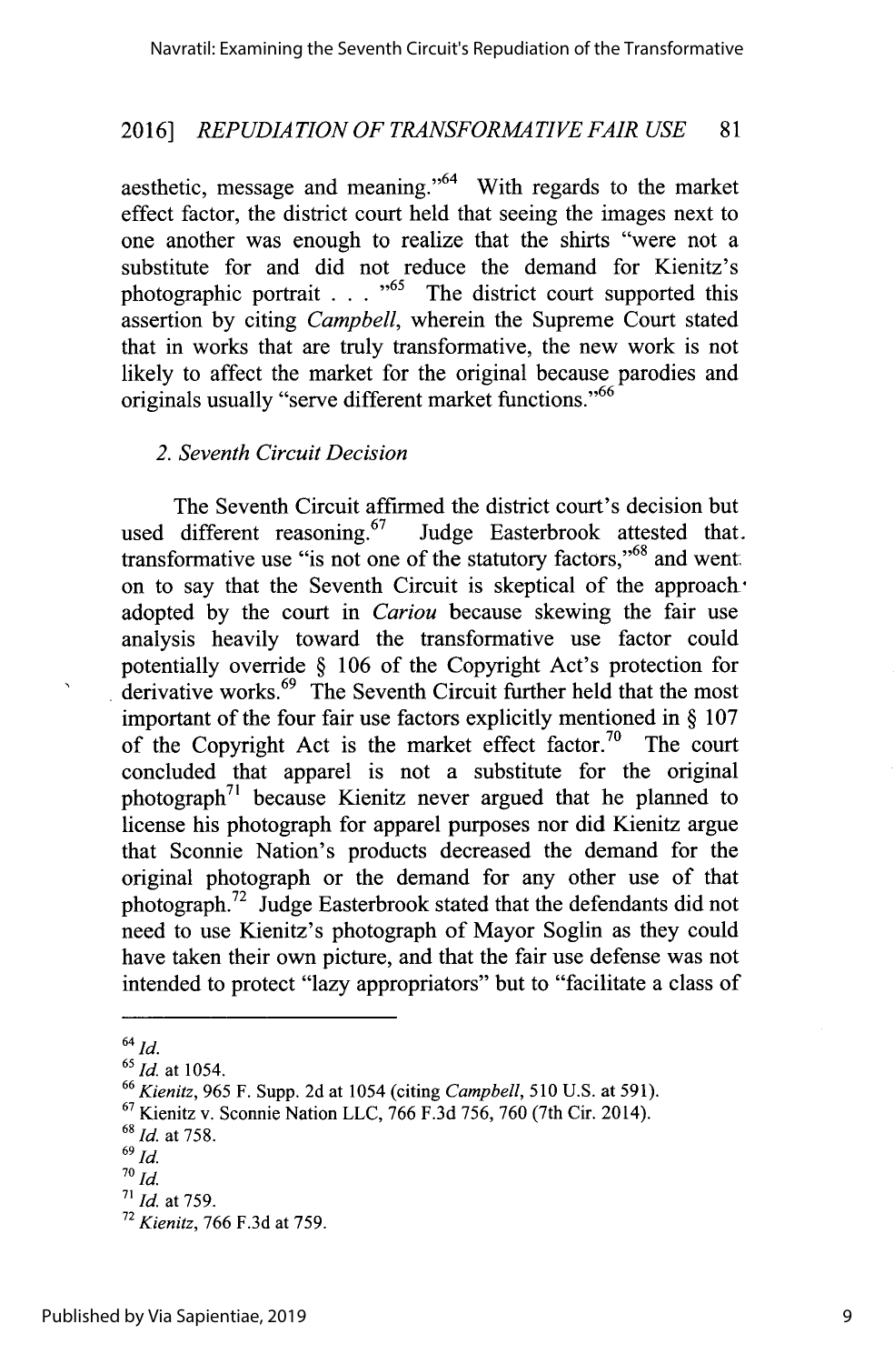aesthetic, message and meaning."[64] With regards to the market effect factor, the district court held that seeing the images next to one another was enough to realize that the shirts "were not a substitute for and did not reduce the demand for Kienitz's photographic portrait . . . "[65] The district court supported this assertion by citing *Campbell*, wherein the Supreme Court stated that in works that are truly transformative, the new work is not likely to affect the market for the original because parodies and originals usually "serve different market functions."[66]

### 2. *Seventh Circuit Decision*

The Seventh Circuit affirmed the district court's decision but used different reasoning.[67] Judge Easterbrook attested that transformative use "is not one of the statutory factors,"[68] and went on to say that the Seventh Circuit is skeptical of the approach adopted by the court in *Cariou* because skewing the fair use analysis heavily toward the transformative use factor could potentially override § 106 of the Copyright Act's protection for derivative works.[69] The Seventh Circuit further held that the most important of the four fair use factors explicitly mentioned in § 107 of the Copyright Act is the market effect factor.[70] The court concluded that apparel is not a substitute for the original photograph[71] because Kienitz never argued that he planned to license his photograph for apparel purposes nor did Kienitz argue that Sconnie Nation's products decreased the demand for the original photograph or the demand for any other use of that photograph.[72] Judge Easterbrook stated that the defendants did not need to use Kienitz's photograph of Mayor Soglin as they could have taken their own picture, and that the fair use defense was not intended to protect "lazy appropriators" but to "facilitate a class of

---

[64] *Id.*

[65] *Id.* at 1054.

[66] *Kienitz*, 965 F. Supp. 2d at 1054 (citing *Campbell*, 510 U.S. at 591).

[67] Kienitz v. Sconnie Nation LLC, 766 F.3d 756, 760 (7th Cir. 2014).

[68] *Id.* at 758.

[69] *Id.*

[70] *Id.*

[71] *Id.* at 759.

[72] *Kienitz*, 766 F.3d at 759.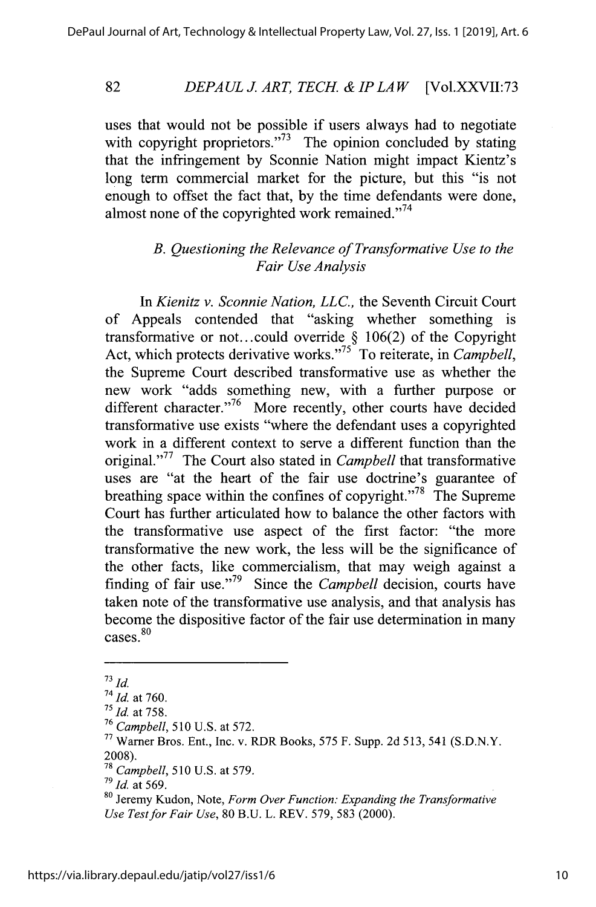uses that would not be possible if users always had to negotiate with copyright proprietors."[73] The opinion concluded by stating that the infringement by Sconnie Nation might impact Kientz's long term commercial market for the picture, but this "is not enough to offset the fact that, by the time defendants were done, almost none of the copyrighted work remained."[74]

### *B. Questioning the Relevance of Transformative Use to the Fair Use Analysis*

In *Kienitz v. Sconnie Nation, LLC.*, the Seventh Circuit Court of Appeals contended that "asking whether something is transformative or not...could override § 106(2) of the Copyright Act, which protects derivative works."[75] To reiterate, in *Campbell*, the Supreme Court described transformative use as whether the new work "adds something new, with a further purpose or different character."[76] More recently, other courts have decided transformative use exists "where the defendant uses a copyrighted work in a different context to serve a different function than the original."[77] The Court also stated in *Campbell* that transformative uses are "at the heart of the fair use doctrine's guarantee of breathing space within the confines of copyright."[78] The Supreme Court has further articulated how to balance the other factors with the transformative use aspect of the first factor: "the more transformative the new work, the less will be the significance of the other facts, like commercialism, that may weigh against a finding of fair use."[79] Since the *Campbell* decision, courts have taken note of the transformative use analysis, and that analysis has become the dispositive factor of the fair use determination in many cases.[80]

---

[73] *Id.*

[74] *Id.* at 760.

[75] *Id.* at 758.

[76] *Campbell*, 510 U.S. at 572.

[77] Warner Bros. Ent., Inc. v. RDR Books, 575 F. Supp. 2d 513, 541 (S.D.N.Y. 2008).

[78] *Campbell*, 510 U.S. at 579.

[79] *Id.* at 569.

[80] Jeremy Kudon, Note, *Form Over Function: Expanding the Transformative Use Test for Fair Use*, 80 B.U. L. REV. 579, 583 (2000).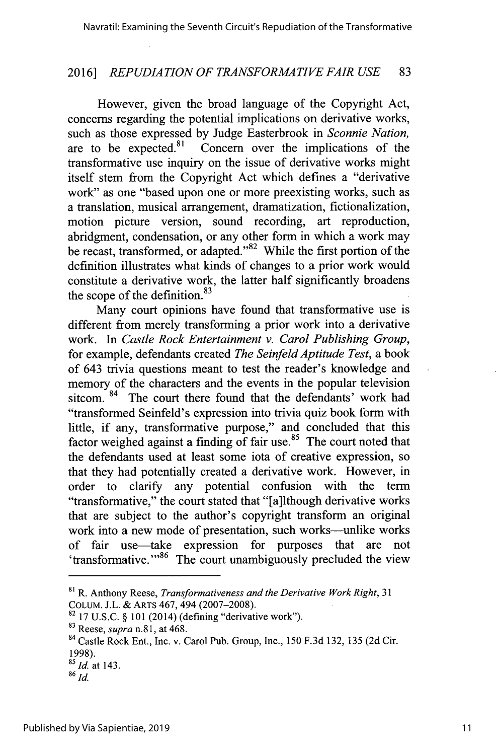However, given the broad language of the Copyright Act, concerns regarding the potential implications on derivative works, such as those expressed by Judge Easterbrook in *Sconnie Nation,* are to be expected.[81] Concern over the implications of the transformative use inquiry on the issue of derivative works might itself stem from the Copyright Act which defines a "derivative work" as one "based upon one or more preexisting works, such as a translation, musical arrangement, dramatization, fictionalization, motion picture version, sound recording, art reproduction, abridgment, condensation, or any other form in which a work may be recast, transformed, or adapted."[82] While the first portion of the definition illustrates what kinds of changes to a prior work would constitute a derivative work, the latter half significantly broadens the scope of the definition.[83]

Many court opinions have found that transformative use is different from merely transforming a prior work into a derivative work. In *Castle Rock Entertainment v. Carol Publishing Group*, for example, defendants created *The Seinfeld Aptitude Test*, a book of 643 trivia questions meant to test the reader's knowledge and memory of the characters and the events in the popular television sitcom.[84] The court there found that the defendants' work had "transformed Seinfeld's expression into trivia quiz book form with little, if any, transformative purpose," and concluded that this factor weighed against a finding of fair use.[85] The court noted that the defendants used at least some iota of creative expression, so that they had potentially created a derivative work. However, in order to clarify any potential confusion with the term "transformative," the court stated that "[a]lthough derivative works that are subject to the author's copyright transform an original work into a new mode of presentation, such works—unlike works of fair use—take expression for purposes that are not 'transformative.'"[86] The court unambiguously precluded the view

---

[81] R. Anthony Reese, *Transformativeness and the Derivative Work Right*, 31 COLUM. J.L. & ARTS 467, 494 (2007–2008).

[82] 17 U.S.C. § 101 (2014) (defining "derivative work").

[83] Reese, *supra* n.81, at 468.

[84] Castle Rock Ent., Inc. v. Carol Pub. Group, Inc., 150 F.3d 132, 135 (2d Cir. 1998).

[85] *Id.* at 143.

[86] *Id.*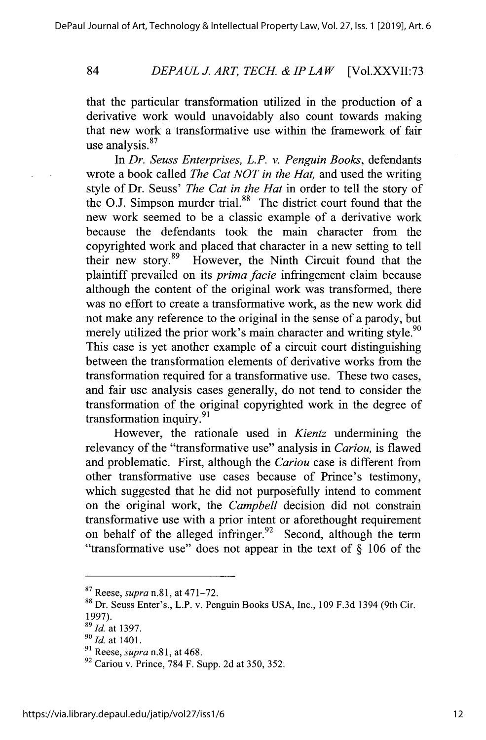that the particular transformation utilized in the production of a derivative work would unavoidably also count towards making that new work a transformative use within the framework of fair use analysis.[87]

In *Dr. Seuss Enterprises, L.P. v. Penguin Books*, defendants wrote a book called *The Cat NOT in the Hat,* and used the writing style of Dr. Seuss' *The Cat in the Hat* in order to tell the story of the O.J. Simpson murder trial.[88] The district court found that the new work seemed to be a classic example of a derivative work because the defendants took the main character from the copyrighted work and placed that character in a new setting to tell their new story.[89] However, the Ninth Circuit found that the plaintiff prevailed on its *prima facie* infringement claim because although the content of the original work was transformed, there was no effort to create a transformative work, as the new work did not make any reference to the original in the sense of a parody, but merely utilized the prior work's main character and writing style.[90] This case is yet another example of a circuit court distinguishing between the transformation elements of derivative works from the transformation required for a transformative use. These two cases, and fair use analysis cases generally, do not tend to consider the transformation of the original copyrighted work in the degree of transformation inquiry.[91]

However, the rationale used in *Kientz* undermining the relevancy of the "transformative use" analysis in *Cariou,* is flawed and problematic. First, although the *Cariou* case is different from other transformative use cases because of Prince's testimony, which suggested that he did not purposefully intend to comment on the original work, the *Campbell* decision did not constrain transformative use with a prior intent or aforethought requirement on behalf of the alleged infringer.[92] Second, although the term "transformative use" does not appear in the text of § 106 of the

---

[87] Reese, *supra* n.81, at 471–72.

[88] Dr. Seuss Enter's., L.P. v. Penguin Books USA, Inc., 109 F.3d 1394 (9th Cir. 1997).

[89] *Id.* at 1397.

[90] *Id.* at 1401.

[91] Reese, *supra* n.81, at 468.

[92] Cariou v. Prince, 784 F. Supp. 2d at 350, 352.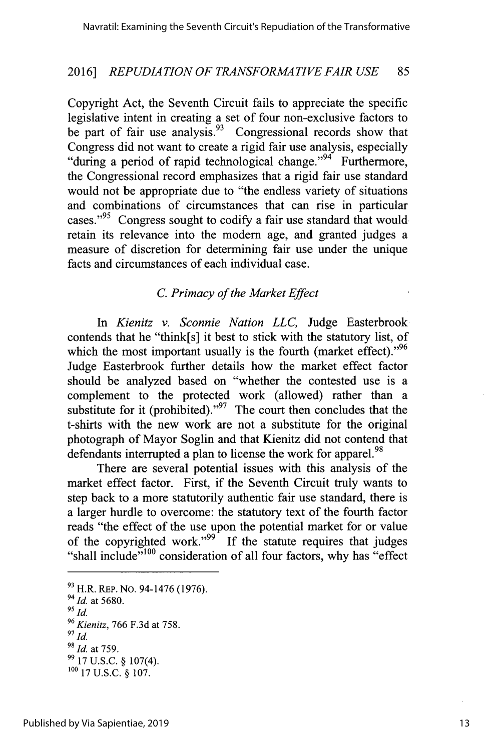Copyright Act, the Seventh Circuit fails to appreciate the specific legislative intent in creating a set of four non-exclusive factors to be part of fair use analysis.[93] Congressional records show that Congress did not want to create a rigid fair use analysis, especially "during a period of rapid technological change."[94] Furthermore, the Congressional record emphasizes that a rigid fair use standard would not be appropriate due to "the endless variety of situations and combinations of circumstances that can rise in particular cases."[95] Congress sought to codify a fair use standard that would retain its relevance into the modern age, and granted judges a measure of discretion for determining fair use under the unique facts and circumstances of each individual case.

### *C. Primacy of the Market Effect*

In *Kienitz v. Sconnie Nation LLC,* Judge Easterbrook contends that he "think[s] it best to stick with the statutory list, of which the most important usually is the fourth (market effect)."[96] Judge Easterbrook further details how the market effect factor should be analyzed based on "whether the contested use is a complement to the protected work (allowed) rather than a substitute for it (prohibited)."[97] The court then concludes that the t-shirts with the new work are not a substitute for the original photograph of Mayor Soglin and that Kienitz did not contend that defendants interrupted a plan to license the work for apparel.[98]

There are several potential issues with this analysis of the market effect factor. First, if the Seventh Circuit truly wants to step back to a more statutorily authentic fair use standard, there is a larger hurdle to overcome: the statutory text of the fourth factor reads "the effect of the use upon the potential market for or value of the copyrighted work."[99] If the statute requires that judges "shall include"[100] consideration of all four factors, why has "effect

---

[93] H.R. REP. NO. 94-1476 (1976).

[94] *Id.* at 5680.

[95] *Id.*

[96] *Kienitz*, 766 F.3d at 758.

[97] *Id.*

[98] *Id.* at 759.

[99] 17 U.S.C. § 107(4).

[100] 17 U.S.C. § 107.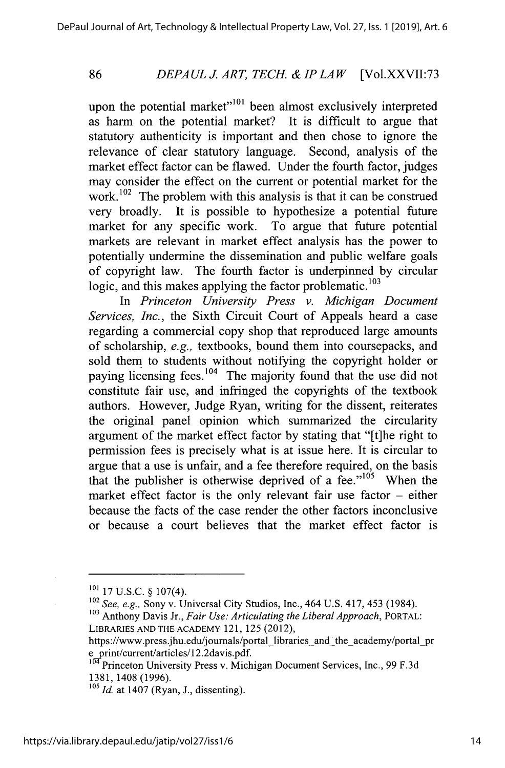upon the potential market"[101] been almost exclusively interpreted as harm on the potential market? It is difficult to argue that statutory authenticity is important and then chose to ignore the relevance of clear statutory language. Second, analysis of the market effect factor can be flawed. Under the fourth factor, judges may consider the effect on the current or potential market for the work.[102] The problem with this analysis is that it can be construed very broadly. It is possible to hypothesize a potential future market for any specific work. To argue that future potential markets are relevant in market effect analysis has the power to potentially undermine the dissemination and public welfare goals of copyright law. The fourth factor is underpinned by circular logic, and this makes applying the factor problematic.[103]

In *Princeton University Press v. Michigan Document Services, Inc.*, the Sixth Circuit Court of Appeals heard a case regarding a commercial copy shop that reproduced large amounts of scholarship, *e.g.*, textbooks, bound them into coursepacks, and sold them to students without notifying the copyright holder or paying licensing fees.[104] The majority found that the use did not constitute fair use, and infringed the copyrights of the textbook authors. However, Judge Ryan, writing for the dissent, reiterates the original panel opinion which summarized the circularity argument of the market effect factor by stating that "[t]he right to permission fees is precisely what is at issue here. It is circular to argue that a use is unfair, and a fee therefore required, on the basis that the publisher is otherwise deprived of a fee."[105] When the market effect factor is the only relevant fair use factor – either because the facts of the case render the other factors inconclusive or because a court believes that the market effect factor is

---

[101] 17 U.S.C. § 107(4).

[102] *See, e.g.,* Sony v. Universal City Studios, Inc., 464 U.S. 417, 453 (1984).

[103] Anthony Davis Jr., *Fair Use: Articulating the Liberal Approach*, PORTAL: LIBRARIES AND THE ACADEMY 121, 125 (2012), https://www.press.jhu.edu/journals/portal_libraries_and_the_academy/portal_pre_print/current/articles/12.2davis.pdf.

[104] Princeton University Press v. Michigan Document Services, Inc., 99 F.3d 1381, 1408 (1996).

[105] *Id.* at 1407 (Ryan, J., dissenting).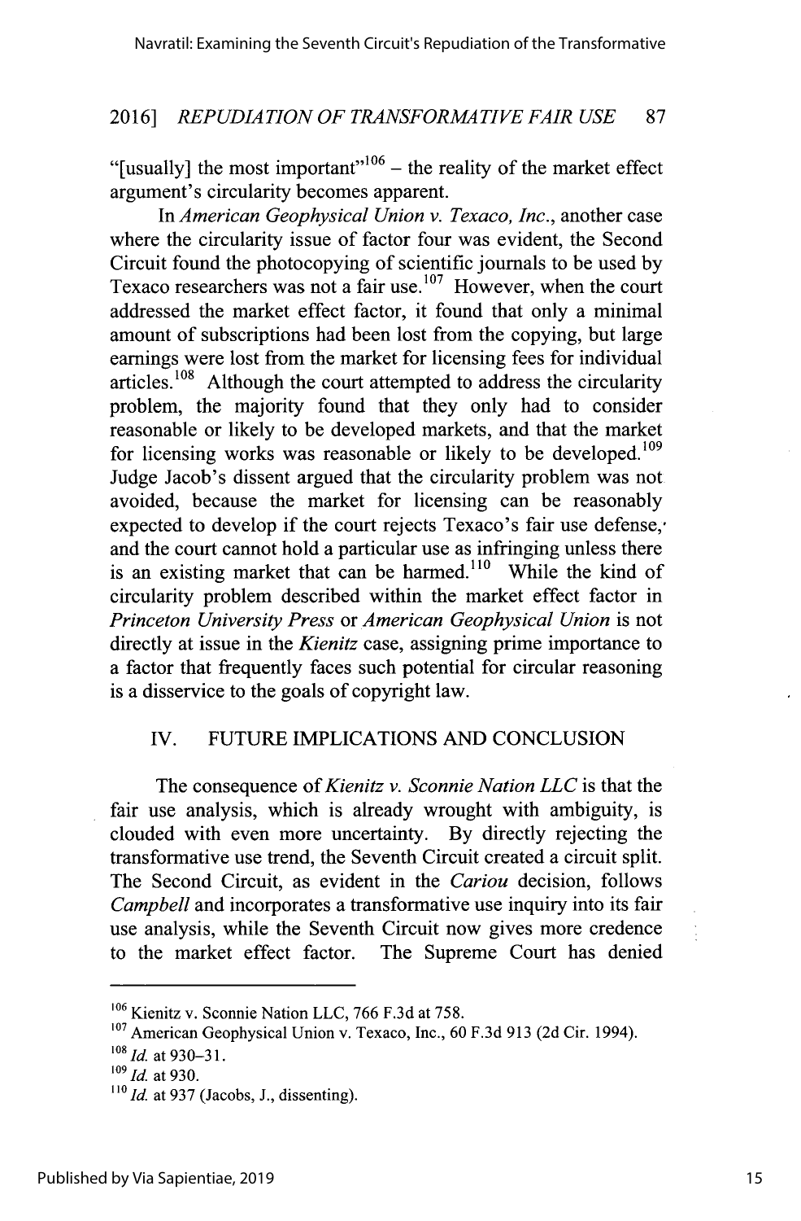"[usually] the most important"[106] – the reality of the market effect argument's circularity becomes apparent.

In *American Geophysical Union v. Texaco, Inc.*, another case where the circularity issue of factor four was evident, the Second Circuit found the photocopying of scientific journals to be used by Texaco researchers was not a fair use.[107] However, when the court addressed the market effect factor, it found that only a minimal amount of subscriptions had been lost from the copying, but large earnings were lost from the market for licensing fees for individual articles.[108] Although the court attempted to address the circularity problem, the majority found that they only had to consider reasonable or likely to be developed markets, and that the market for licensing works was reasonable or likely to be developed.[109] Judge Jacob's dissent argued that the circularity problem was not avoided, because the market for licensing can be reasonably expected to develop if the court rejects Texaco's fair use defense, and the court cannot hold a particular use as infringing unless there is an existing market that can be harmed.[110] While the kind of circularity problem described within the market effect factor in *Princeton University Press* or *American Geophysical Union* is not directly at issue in the *Kienitz* case, assigning prime importance to a factor that frequently faces such potential for circular reasoning is a disservice to the goals of copyright law.

## IV. FUTURE IMPLICATIONS AND CONCLUSION

The consequence of *Kienitz v. Sconnie Nation LLC* is that the fair use analysis, which is already wrought with ambiguity, is clouded with even more uncertainty. By directly rejecting the transformative use trend, the Seventh Circuit created a circuit split. The Second Circuit, as evident in the *Cariou* decision, follows *Campbell* and incorporates a transformative use inquiry into its fair use analysis, while the Seventh Circuit now gives more credence to the market effect factor. The Supreme Court has denied

---

[106] Kienitz v. Sconnie Nation LLC, 766 F.3d at 758.

[107] American Geophysical Union v. Texaco, Inc., 60 F.3d 913 (2d Cir. 1994).

[108] *Id.* at 930–31.

[109] *Id.* at 930.

[110] *Id.* at 937 (Jacobs, J., dissenting).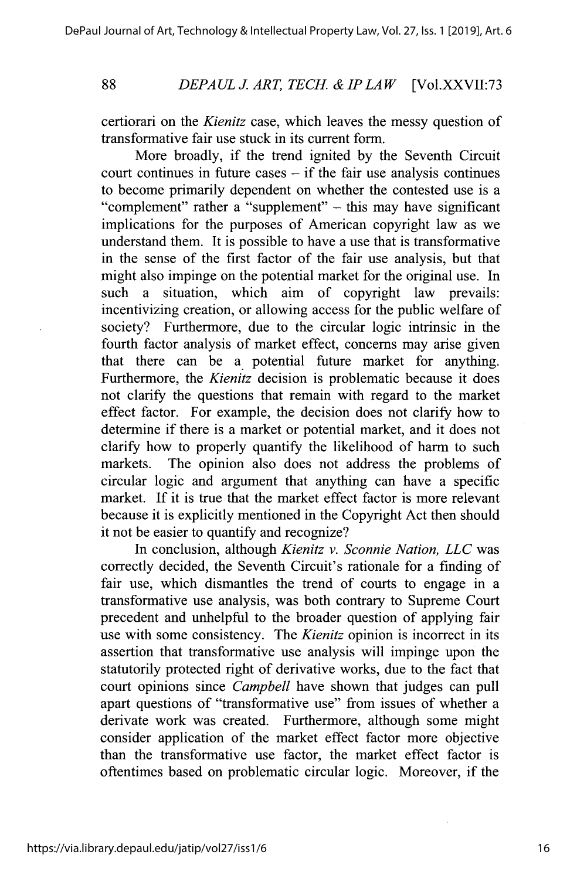certiorari on the *Kienitz* case, which leaves the messy question of transformative fair use stuck in its current form.

More broadly, if the trend ignited by the Seventh Circuit court continues in future cases – if the fair use analysis continues to become primarily dependent on whether the contested use is a "complement" rather a "supplement" – this may have significant implications for the purposes of American copyright law as we understand them. It is possible to have a use that is transformative in the sense of the first factor of the fair use analysis, but that might also impinge on the potential market for the original use. In such a situation, which aim of copyright law prevails: incentivizing creation, or allowing access for the public welfare of society? Furthermore, due to the circular logic intrinsic in the fourth factor analysis of market effect, concerns may arise given that there can be a potential future market for anything. Furthermore, the *Kienitz* decision is problematic because it does not clarify the questions that remain with regard to the market effect factor. For example, the decision does not clarify how to determine if there is a market or potential market, and it does not clarify how to properly quantify the likelihood of harm to such markets. The opinion also does not address the problems of circular logic and argument that anything can have a specific market. If it is true that the market effect factor is more relevant because it is explicitly mentioned in the Copyright Act then should it not be easier to quantify and recognize?

In conclusion, although *Kienitz v. Sconnie Nation, LLC* was correctly decided, the Seventh Circuit's rationale for a finding of fair use, which dismantles the trend of courts to engage in a transformative use analysis, was both contrary to Supreme Court precedent and unhelpful to the broader question of applying fair use with some consistency. The *Kienitz* opinion is incorrect in its assertion that transformative use analysis will impinge upon the statutorily protected right of derivative works, due to the fact that court opinions since *Campbell* have shown that judges can pull apart questions of "transformative use" from issues of whether a derivate work was created. Furthermore, although some might consider application of the market effect factor more objective than the transformative use factor, the market effect factor is oftentimes based on problematic circular logic. Moreover, if the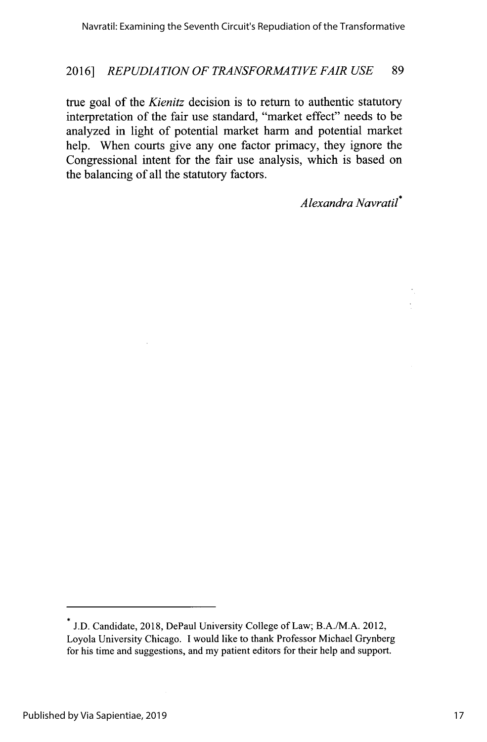true goal of the *Kienitz* decision is to return to authentic statutory interpretation of the fair use standard, "market effect" needs to be analyzed in light of potential market harm and potential market help. When courts give any one factor primacy, they ignore the Congressional intent for the fair use analysis, which is based on the balancing of all the statutory factors.

*Alexandra Navratil*[*]

---

[*] J.D. Candidate, 2018, DePaul University College of Law; B.A./M.A. 2012, Loyola University Chicago. I would like to thank Professor Michael Grynberg for his time and suggestions, and my patient editors for their help and support.